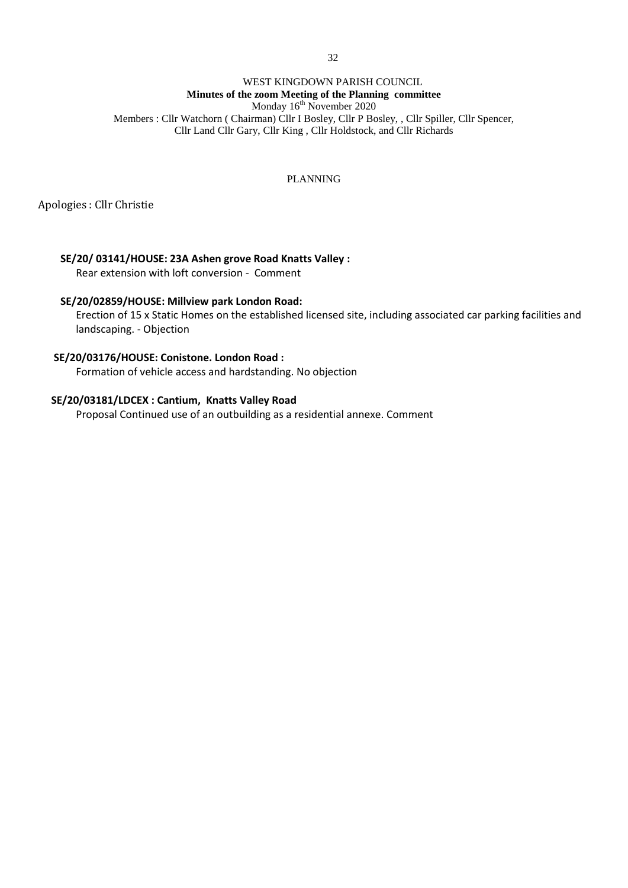WEST KINGDOWN PARISH COUNCIL

**Minutes of the zoom Meeting of the Planning committee**

Monday 16th November 2020

Members : Cllr Watchorn ( Chairman) Cllr I Bosley, Cllr P Bosley, , Cllr Spiller, Cllr Spencer, Cllr Land Cllr Gary, Cllr King , Cllr Holdstock, and Cllr Richards

PLANNING

Apologies : Cllr Christie

**SE/20/ 03141/HOUSE: 23A Ashen grove Road Knatts Valley :**

Rear extension with loft conversion - Comment

**SE/20/02859/HOUSE: Millview park London Road:**

Erection of 15 x Static Homes on the established licensed site, including associated car parking facilities and landscaping. - Objection

**SE/20/03176/HOUSE: Conistone. London Road :**

Formation of vehicle access and hardstanding. No objection

**SE/20/03181/LDCEX : Cantium, Knatts Valley Road**

Proposal Continued use of an outbuilding as a residential annexe. Comment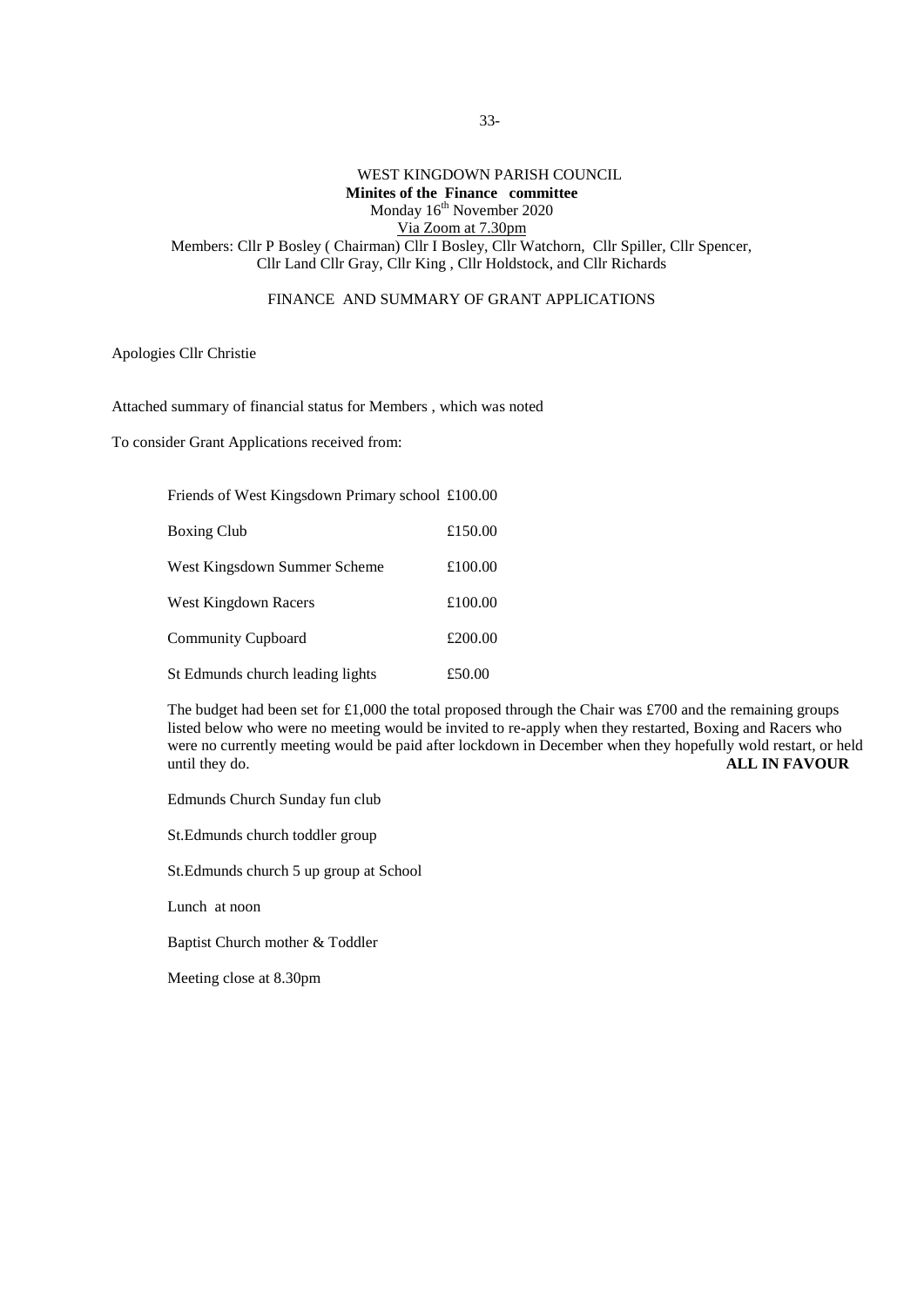# WEST KINGDOWN PARISH COUNCIL

**Minites of the Finance committee**

Monday 16th November 2020

Via Zoom at 7.30pm

Members: Cllr P Bosley ( Chairman) Cllr I Bosley, Cllr Watchorn, Cllr Spiller, Cllr Spencer, Cllr Land Cllr Gray, Cllr King , Cllr Holdstock, and Cllr Richards

## FINANCE AND SUMMARY OF GRANT APPLICATIONS

Apologies Cllr Christie

Attached summary of financial status for Members , which was noted

To consider Grant Applications received from:

| | |
|---|---|
| Friends of West Kingsdown Primary school | £100.00 |
| Boxing Club | £150.00 |
| West Kingsdown Summer Scheme | £100.00 |
| West Kingdown Racers | £100.00 |
| Community Cupboard | £200.00 |
| St Edmunds church leading lights | £50.00 |

The budget had been set for £1,000 the total proposed through the Chair was £700 and the remaining groups listed below who were no meeting would be invited to re-apply when they restarted, Boxing and Racers who were no currently meeting would be paid after lockdown in December when they hopefully wold restart, or held until they do. **ALL IN FAVOUR**

Edmunds Church Sunday fun club

St.Edmunds church toddler group

St.Edmunds church 5 up group at School

Lunch at noon

Baptist Church mother & Toddler

Meeting close at 8.30pm